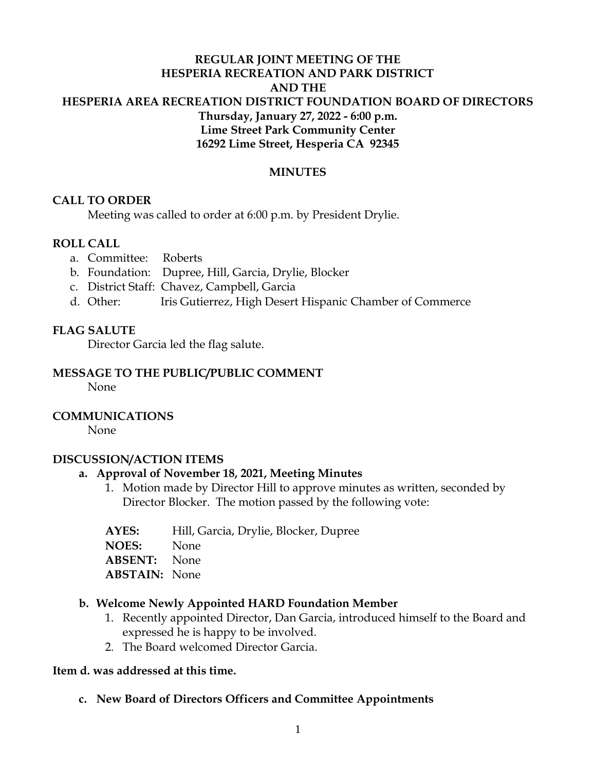# REGULAR JOINT MEETING OF THE HESPERIA RECREATION AND PARK DISTRICT AND THE HESPERIA AREA RECREATION DISTRICT FOUNDATION BOARD OF DIRECTORS

**Thursday, January 27, 2022 - 6:00 p.m.**
**Lime Street Park Community Center**
**16292 Lime Street, Hesperia CA 92345**

## MINUTES

### CALL TO ORDER

Meeting was called to order at 6:00 p.m. by President Drylie.

### ROLL CALL

a. Committee: Roberts
b. Foundation: Dupree, Hill, Garcia, Drylie, Blocker
c. District Staff: Chavez, Campbell, Garcia
d. Other: Iris Gutierrez, High Desert Hispanic Chamber of Commerce

### FLAG SALUTE

Director Garcia led the flag salute.

### MESSAGE TO THE PUBLIC/PUBLIC COMMENT

None

### COMMUNICATIONS

None

### DISCUSSION/ACTION ITEMS

**a. Approval of November 18, 2021, Meeting Minutes**

1. Motion made by Director Hill to approve minutes as written, seconded by Director Blocker. The motion passed by the following vote:

**AYES:** Hill, Garcia, Drylie, Blocker, Dupree
**NOES:** None
**ABSENT:** None
**ABSTAIN:** None

**b. Welcome Newly Appointed HARD Foundation Member**

1. Recently appointed Director, Dan Garcia, introduced himself to the Board and expressed he is happy to be involved.
2. The Board welcomed Director Garcia.

**Item d. was addressed at this time.**

**c. New Board of Directors Officers and Committee Appointments**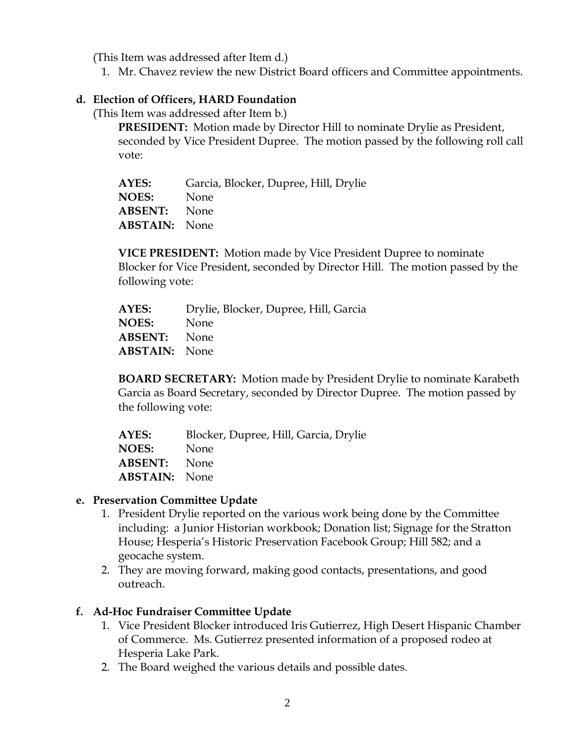(This Item was addressed after Item d.)

1. Mr. Chavez review the new District Board officers and Committee appointments.

**d. Election of Officers, HARD Foundation**

(This Item was addressed after Item b.)

**PRESIDENT:** Motion made by Director Hill to nominate Drylie as President, seconded by Vice President Dupree. The motion passed by the following roll call vote:

**AYES:** Garcia, Blocker, Dupree, Hill, Drylie
**NOES:** None
**ABSENT:** None
**ABSTAIN:** None

**VICE PRESIDENT:** Motion made by Vice President Dupree to nominate Blocker for Vice President, seconded by Director Hill. The motion passed by the following vote:

**AYES:** Drylie, Blocker, Dupree, Hill, Garcia
**NOES:** None
**ABSENT:** None
**ABSTAIN:** None

**BOARD SECRETARY:** Motion made by President Drylie to nominate Karabeth Garcia as Board Secretary, seconded by Director Dupree. The motion passed by the following vote:

**AYES:** Blocker, Dupree, Hill, Garcia, Drylie
**NOES:** None
**ABSENT:** None
**ABSTAIN:** None

**e. Preservation Committee Update**

1. President Drylie reported on the various work being done by the Committee including: a Junior Historian workbook; Donation list; Signage for the Stratton House; Hesperia's Historic Preservation Facebook Group; Hill 582; and a geocache system.
2. They are moving forward, making good contacts, presentations, and good outreach.

**f. Ad-Hoc Fundraiser Committee Update**

1. Vice President Blocker introduced Iris Gutierrez, High Desert Hispanic Chamber of Commerce. Ms. Gutierrez presented information of a proposed rodeo at Hesperia Lake Park.
2. The Board weighed the various details and possible dates.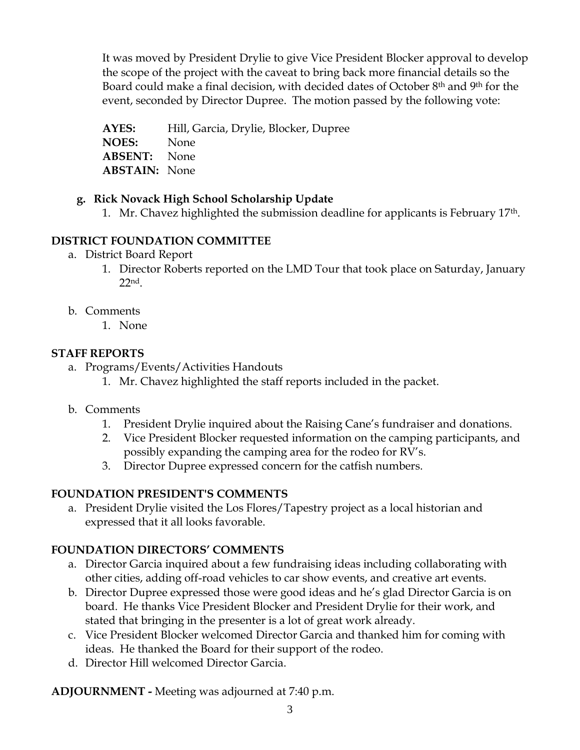It was moved by President Drylie to give Vice President Blocker approval to develop the scope of the project with the caveat to bring back more financial details so the Board could make a final decision, with decided dates of October 8th and 9th for the event, seconded by Director Dupree. The motion passed by the following vote:

**AYES:** Hill, Garcia, Drylie, Blocker, Dupree
**NOES:** None
**ABSENT:** None
**ABSTAIN:** None

g. **Rick Novack High School Scholarship Update**

1. Mr. Chavez highlighted the submission deadline for applicants is February 17th.

**DISTRICT FOUNDATION COMMITTEE**

a. District Board Report
   1. Director Roberts reported on the LMD Tour that took place on Saturday, January 22nd.

b. Comments
   1. None

**STAFF REPORTS**

a. Programs/Events/Activities Handouts
   1. Mr. Chavez highlighted the staff reports included in the packet.

b. Comments
   1. President Drylie inquired about the Raising Cane's fundraiser and donations.
   2. Vice President Blocker requested information on the camping participants, and possibly expanding the camping area for the rodeo for RV's.
   3. Director Dupree expressed concern for the catfish numbers.

**FOUNDATION PRESIDENT'S COMMENTS**

a. President Drylie visited the Los Flores/Tapestry project as a local historian and expressed that it all looks favorable.

**FOUNDATION DIRECTORS' COMMENTS**

a. Director Garcia inquired about a few fundraising ideas including collaborating with other cities, adding off-road vehicles to car show events, and creative art events.
b. Director Dupree expressed those were good ideas and he's glad Director Garcia is on board. He thanks Vice President Blocker and President Drylie for their work, and stated that bringing in the presenter is a lot of great work already.
c. Vice President Blocker welcomed Director Garcia and thanked him for coming with ideas. He thanked the Board for their support of the rodeo.
d. Director Hill welcomed Director Garcia.

**ADJOURNMENT -** Meeting was adjourned at 7:40 p.m.